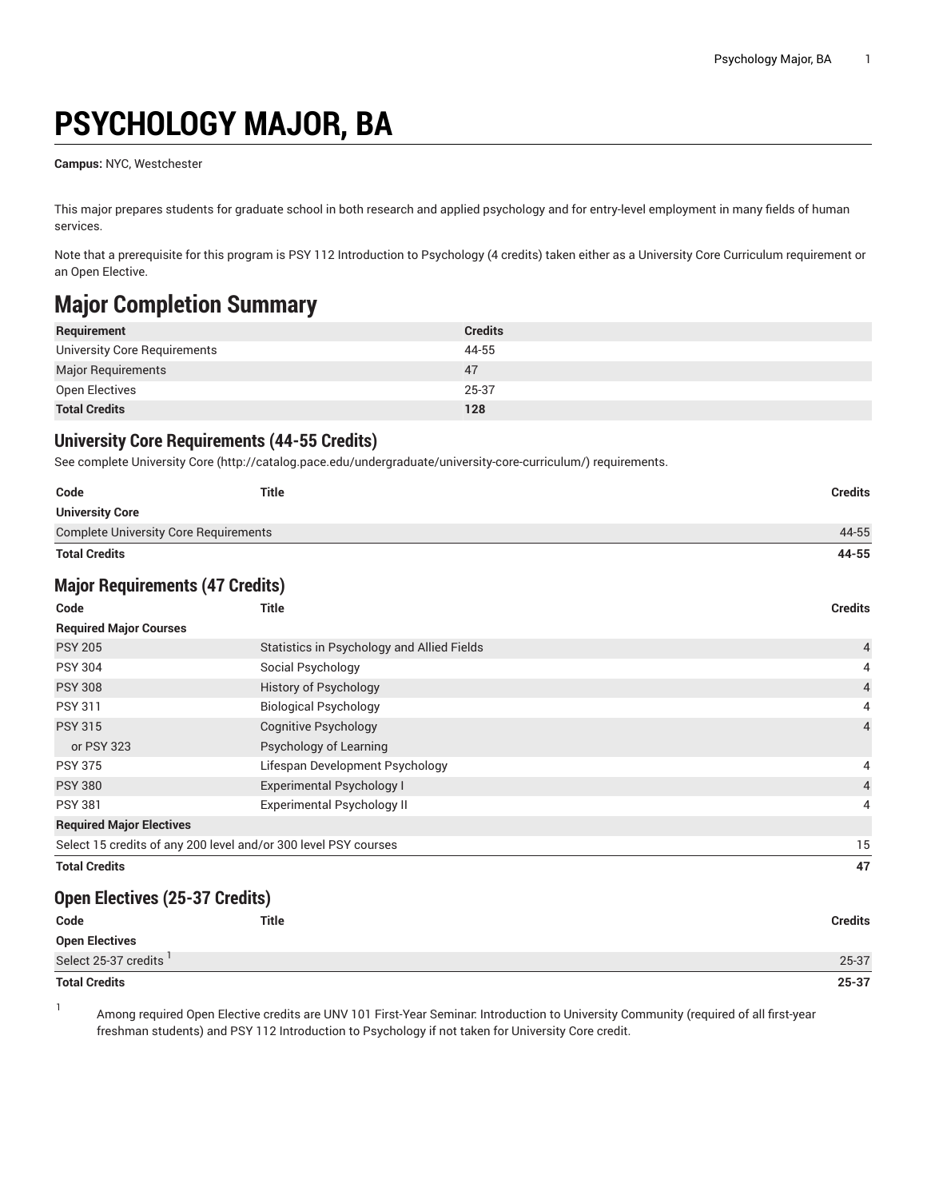# PSYCHOLOGY MAJOR, BA

**Campus:** NYC, Westchester

This major prepares students for graduate school in both research and applied psychology and for entry-level employment in many fields of human services.

Note that a prerequisite for this program is PSY 112 Introduction to Psychology (4 credits) taken either as a University Core Curriculum requirement or an Open Elective.

## Major Completion Summary

| Requirement | Credits |
|---|---|
| University Core Requirements | 44-55 |
| Major Requirements | 47 |
| Open Electives | 25-37 |
| **Total Credits** | **128** |

### University Core Requirements (44-55 Credits)

See complete University Core (http://catalog.pace.edu/undergraduate/university-core-curriculum/) requirements.

| Code | Title | Credits |
|---|---|---|
| **University Core** | | |
| Complete University Core Requirements | | 44-55 |
| **Total Credits** | | **44-55** |

### Major Requirements (47 Credits)

| Code | Title | Credits |
|---|---|---|
| **Required Major Courses** | | |
| PSY 205 | Statistics in Psychology and Allied Fields | 4 |
| PSY 304 | Social Psychology | 4 |
| PSY 308 | History of Psychology | 4 |
| PSY 311 | Biological Psychology | 4 |
| PSY 315 | Cognitive Psychology | 4 |
| or PSY 323 | Psychology of Learning | |
| PSY 375 | Lifespan Development Psychology | 4 |
| PSY 380 | Experimental Psychology I | 4 |
| PSY 381 | Experimental Psychology II | 4 |
| **Required Major Electives** | | |
| Select 15 credits of any 200 level and/or 300 level PSY courses | | 15 |
| **Total Credits** | | **47** |

### Open Electives (25-37 Credits)

| Code | Title | Credits |
|---|---|---|
| **Open Electives** | | |
| Select 25-37 credits [1] | | 25-37 |
| **Total Credits** | | **25-37** |

[1] Among required Open Elective credits are UNV 101 First-Year Seminar: Introduction to University Community (required of all first-year freshman students) and PSY 112 Introduction to Psychology if not taken for University Core credit.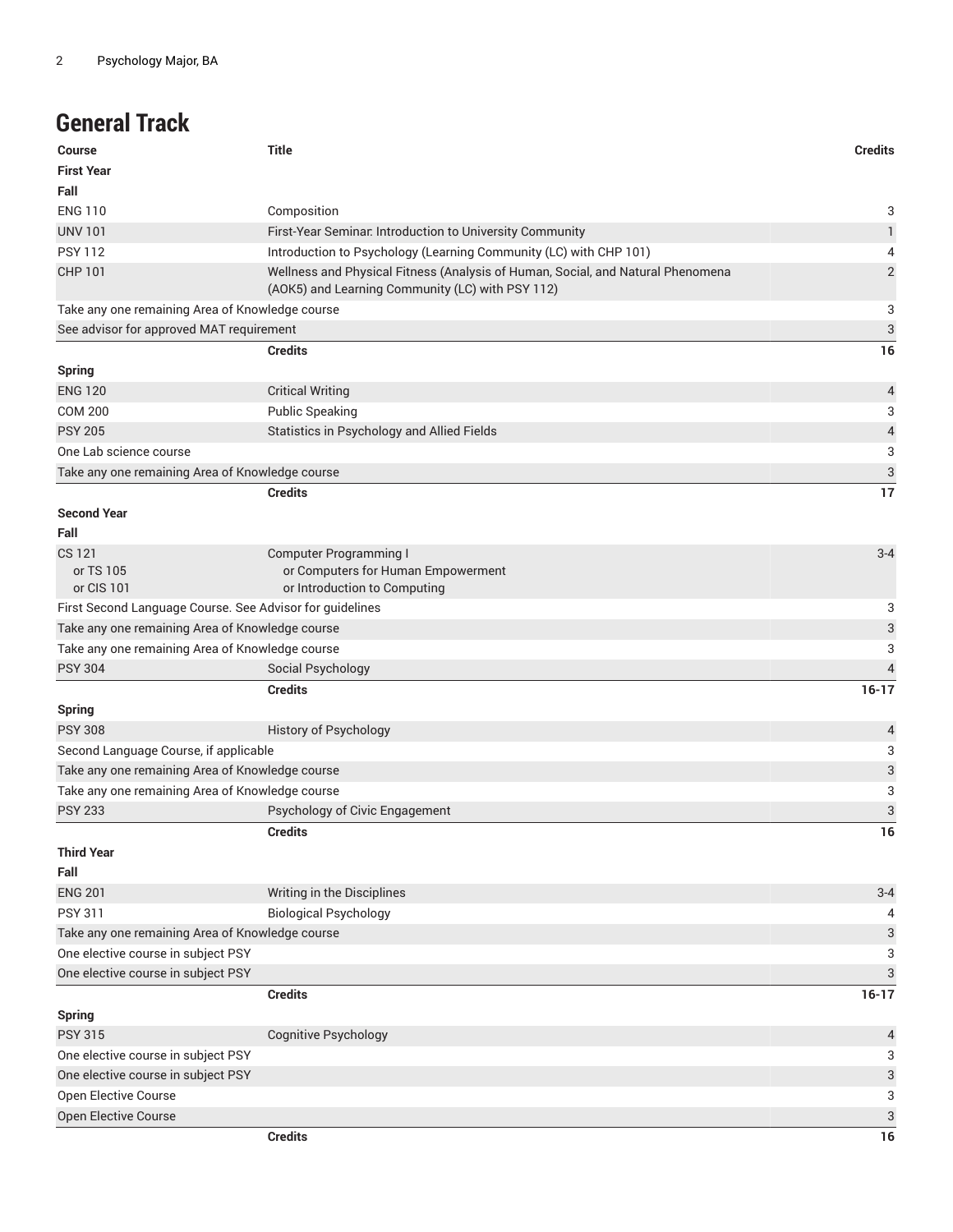## General Track

| Course | Title | Credits |
| --- | --- | --- |
| **First Year** | | |
| **Fall** | | |
| ENG 110 | Composition | 3 |
| UNV 101 | First-Year Seminar: Introduction to University Community | 1 |
| PSY 112 | Introduction to Psychology (Learning Community (LC) with CHP 101) | 4 |
| CHP 101 | Wellness and Physical Fitness (Analysis of Human, Social, and Natural Phenomena (AOK5) and Learning Community (LC) with PSY 112) | 2 |
| Take any one remaining Area of Knowledge course | | 3 |
| See advisor for approved MAT requirement | | 3 |
| | **Credits** | **16** |
| **Spring** | | |
| ENG 120 | Critical Writing | 4 |
| COM 200 | Public Speaking | 3 |
| PSY 205 | Statistics in Psychology and Allied Fields | 4 |
| One Lab science course | | 3 |
| Take any one remaining Area of Knowledge course | | 3 |
| | **Credits** | **17** |
| **Second Year** | | |
| **Fall** | | |
| CS 121<br>or TS 105<br>or CIS 101 | Computer Programming I<br>or Computers for Human Empowerment<br>or Introduction to Computing | 3-4 |
| First Second Language Course. See Advisor for guidelines | | 3 |
| Take any one remaining Area of Knowledge course | | 3 |
| Take any one remaining Area of Knowledge course | | 3 |
| PSY 304 | Social Psychology | 4 |
| | **Credits** | **16-17** |
| **Spring** | | |
| PSY 308 | History of Psychology | 4 |
| Second Language Course, if applicable | | 3 |
| Take any one remaining Area of Knowledge course | | 3 |
| Take any one remaining Area of Knowledge course | | 3 |
| PSY 233 | Psychology of Civic Engagement | 3 |
| | **Credits** | **16** |
| **Third Year** | | |
| **Fall** | | |
| ENG 201 | Writing in the Disciplines | 3-4 |
| PSY 311 | Biological Psychology | 4 |
| Take any one remaining Area of Knowledge course | | 3 |
| One elective course in subject PSY | | 3 |
| One elective course in subject PSY | | 3 |
| | **Credits** | **16-17** |
| **Spring** | | |
| PSY 315 | Cognitive Psychology | 4 |
| One elective course in subject PSY | | 3 |
| One elective course in subject PSY | | 3 |
| Open Elective Course | | 3 |
| Open Elective Course | | 3 |
| | **Credits** | **16** |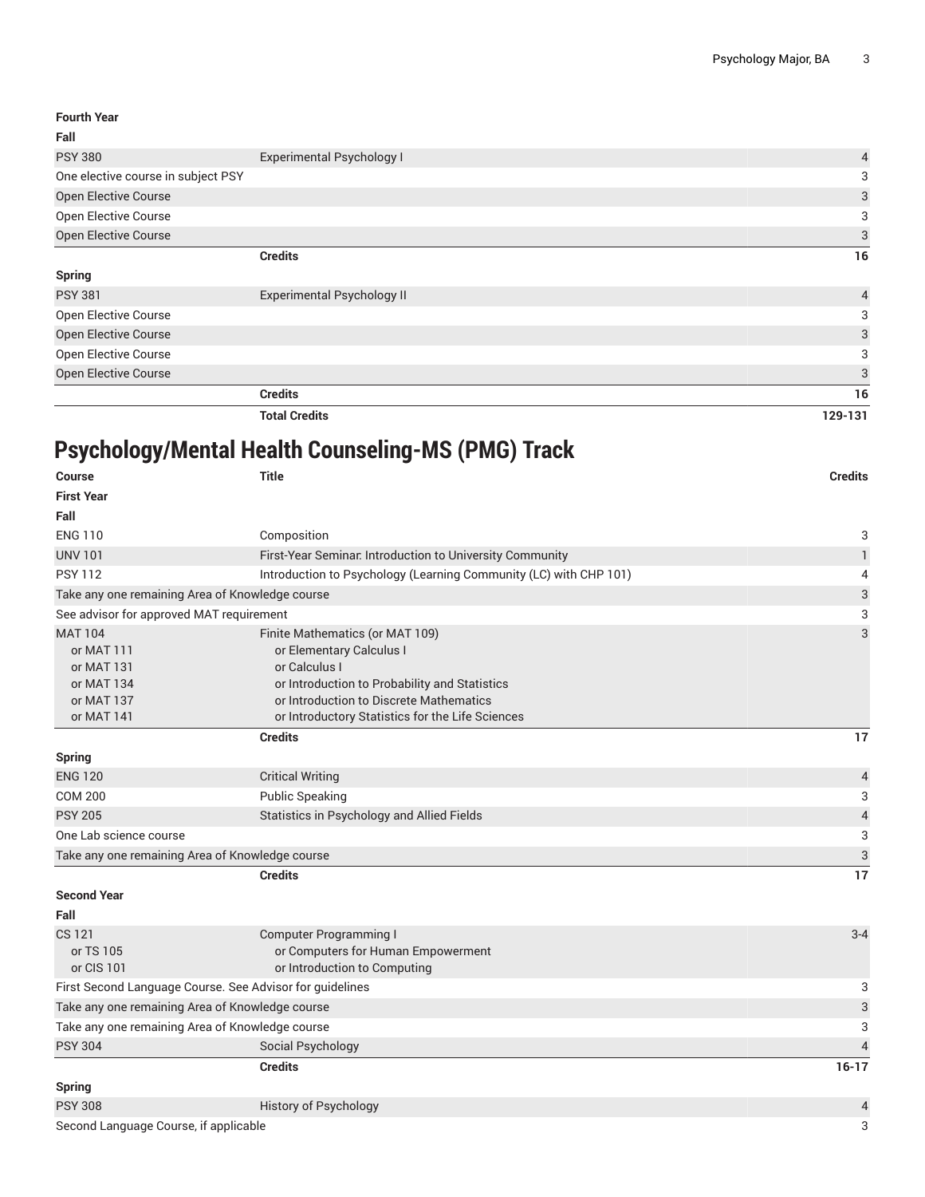| | | |
|---|---|---|
| **Fourth Year** | | |
| **Fall** | | |
| PSY 380 | Experimental Psychology I | 4 |
| One elective course in subject PSY | | 3 |
| Open Elective Course | | 3 |
| Open Elective Course | | 3 |
| Open Elective Course | | 3 |
| | **Credits** | **16** |
| **Spring** | | |
| PSY 381 | Experimental Psychology II | 4 |
| Open Elective Course | | 3 |
| Open Elective Course | | 3 |
| Open Elective Course | | 3 |
| Open Elective Course | | 3 |
| | **Credits** | **16** |
| | **Total Credits** | **129-131** |

## Psychology/Mental Health Counseling-MS (PMG) Track

| Course | Title | Credits |
|---|---|---|
| **First Year** | | |
| **Fall** | | |
| ENG 110 | Composition | 3 |
| UNV 101 | First-Year Seminar: Introduction to University Community | 1 |
| PSY 112 | Introduction to Psychology (Learning Community (LC) with CHP 101) | 4 |
| Take any one remaining Area of Knowledge course | | 3 |
| See advisor for approved MAT requirement | | 3 |
| MAT 104<br>or MAT 111<br>or MAT 131<br>or MAT 134<br>or MAT 137<br>or MAT 141 | Finite Mathematics (or MAT 109)<br>or Elementary Calculus I<br>or Calculus I<br>or Introduction to Probability and Statistics<br>or Introduction to Discrete Mathematics<br>or Introductory Statistics for the Life Sciences | 3 |
| | **Credits** | **17** |
| **Spring** | | |
| ENG 120 | Critical Writing | 4 |
| COM 200 | Public Speaking | 3 |
| PSY 205 | Statistics in Psychology and Allied Fields | 4 |
| One Lab science course | | 3 |
| Take any one remaining Area of Knowledge course | | 3 |
| | **Credits** | **17** |
| **Second Year** | | |
| **Fall** | | |
| CS 121<br>or TS 105<br>or CIS 101 | Computer Programming I<br>or Computers for Human Empowerment<br>or Introduction to Computing | 3-4 |
| First Second Language Course. See Advisor for guidelines | | 3 |
| Take any one remaining Area of Knowledge course | | 3 |
| Take any one remaining Area of Knowledge course | | 3 |
| PSY 304 | Social Psychology | 4 |
| | **Credits** | **16-17** |
| **Spring** | | |
| PSY 308 | History of Psychology | 4 |
| Second Language Course, if applicable | | 3 |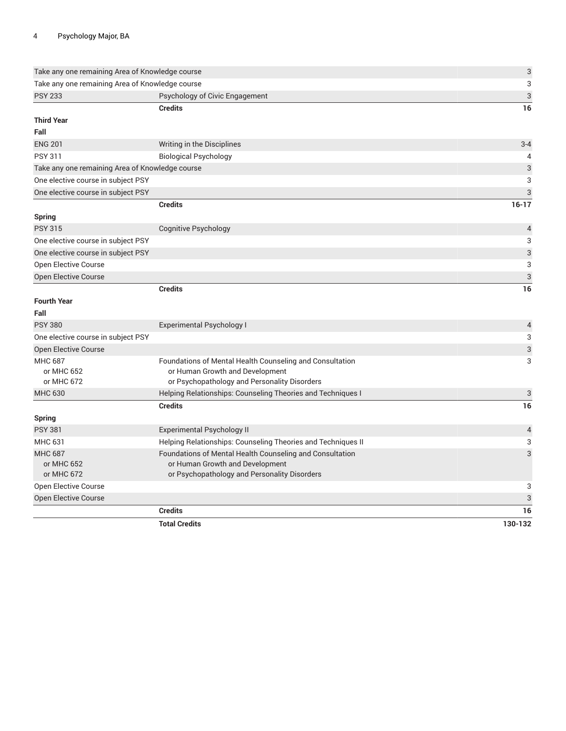| | | |
|---|---|---|
| Take any one remaining Area of Knowledge course | | 3 |
| Take any one remaining Area of Knowledge course | | 3 |
| PSY 233 | Psychology of Civic Engagement | 3 |
| | **Credits** | **16** |
| **Third Year** | | |
| **Fall** | | |
| ENG 201 | Writing in the Disciplines | 3-4 |
| PSY 311 | Biological Psychology | 4 |
| Take any one remaining Area of Knowledge course | | 3 |
| One elective course in subject PSY | | 3 |
| One elective course in subject PSY | | 3 |
| | **Credits** | **16-17** |
| **Spring** | | |
| PSY 315 | Cognitive Psychology | 4 |
| One elective course in subject PSY | | 3 |
| One elective course in subject PSY | | 3 |
| Open Elective Course | | 3 |
| Open Elective Course | | 3 |
| | **Credits** | **16** |
| **Fourth Year** | | |
| **Fall** | | |
| PSY 380 | Experimental Psychology I | 4 |
| One elective course in subject PSY | | 3 |
| Open Elective Course | | 3 |
| MHC 687<br>or MHC 652<br>or MHC 672 | Foundations of Mental Health Counseling and Consultation<br>or Human Growth and Development<br>or Psychopathology and Personality Disorders | 3 |
| MHC 630 | Helping Relationships: Counseling Theories and Techniques I | 3 |
| | **Credits** | **16** |
| **Spring** | | |
| PSY 381 | Experimental Psychology II | 4 |
| MHC 631 | Helping Relationships: Counseling Theories and Techniques II | 3 |
| MHC 687<br>or MHC 652<br>or MHC 672 | Foundations of Mental Health Counseling and Consultation<br>or Human Growth and Development<br>or Psychopathology and Personality Disorders | 3 |
| Open Elective Course | | 3 |
| Open Elective Course | | 3 |
| | **Credits** | **16** |
| | **Total Credits** | **130-132** |